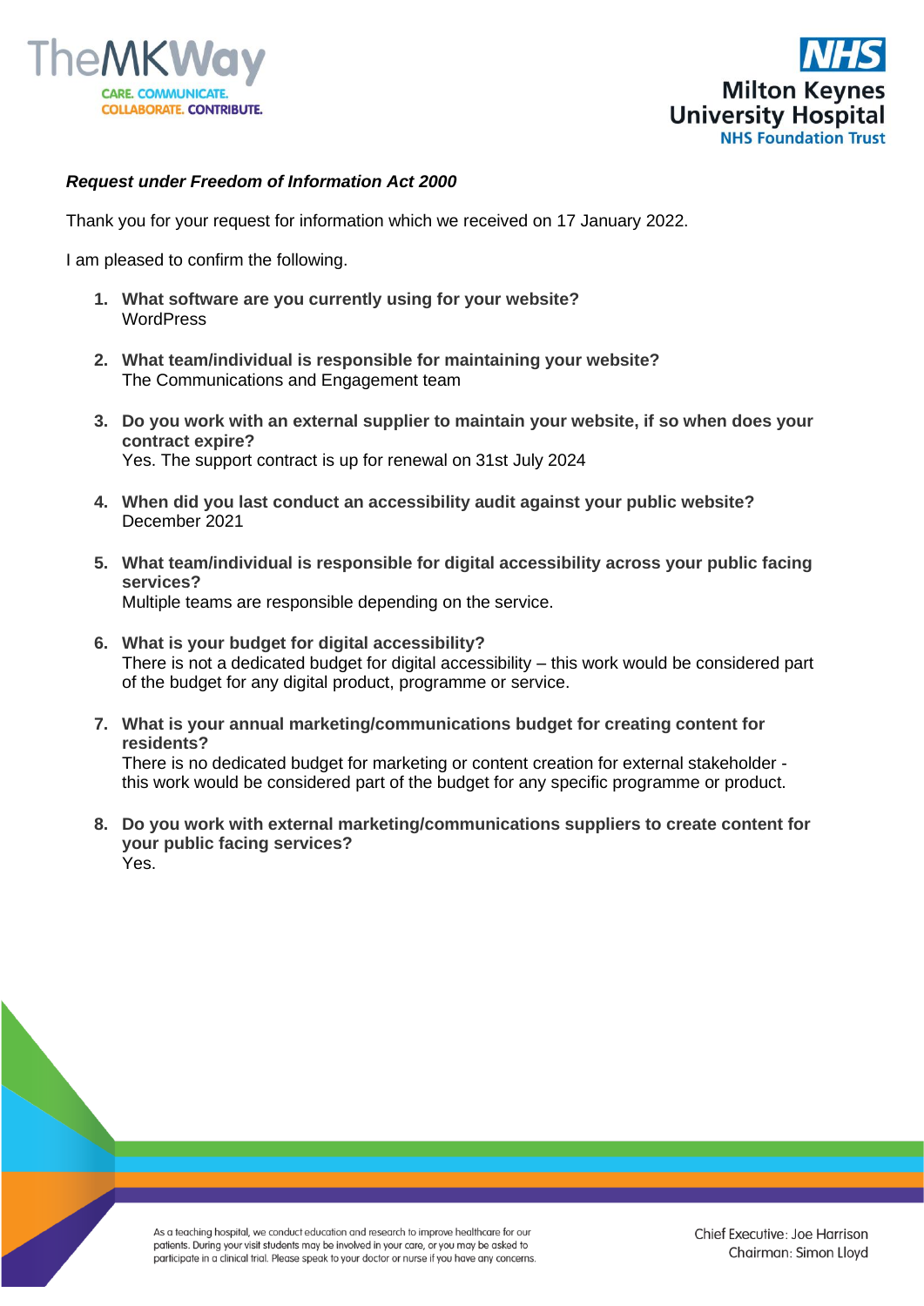***Request under Freedom of Information Act 2000***

Thank you for your request for information which we received on 17 January 2022.

I am pleased to confirm the following.

1. **What software are you currently using for your website?**
   WordPress

2. **What team/individual is responsible for maintaining your website?**
   The Communications and Engagement team

3. **Do you work with an external supplier to maintain your website, if so when does your contract expire?**
   Yes. The support contract is up for renewal on 31st July 2024

4. **When did you last conduct an accessibility audit against your public website?**
   December 2021

5. **What team/individual is responsible for digital accessibility across your public facing services?**
   Multiple teams are responsible depending on the service.

6. **What is your budget for digital accessibility?**
   There is not a dedicated budget for digital accessibility – this work would be considered part of the budget for any digital product, programme or service.

7. **What is your annual marketing/communications budget for creating content for residents?**
   There is no dedicated budget for marketing or content creation for external stakeholder - this work would be considered part of the budget for any specific programme or product.

8. **Do you work with external marketing/communications suppliers to create content for your public facing services?**
   Yes.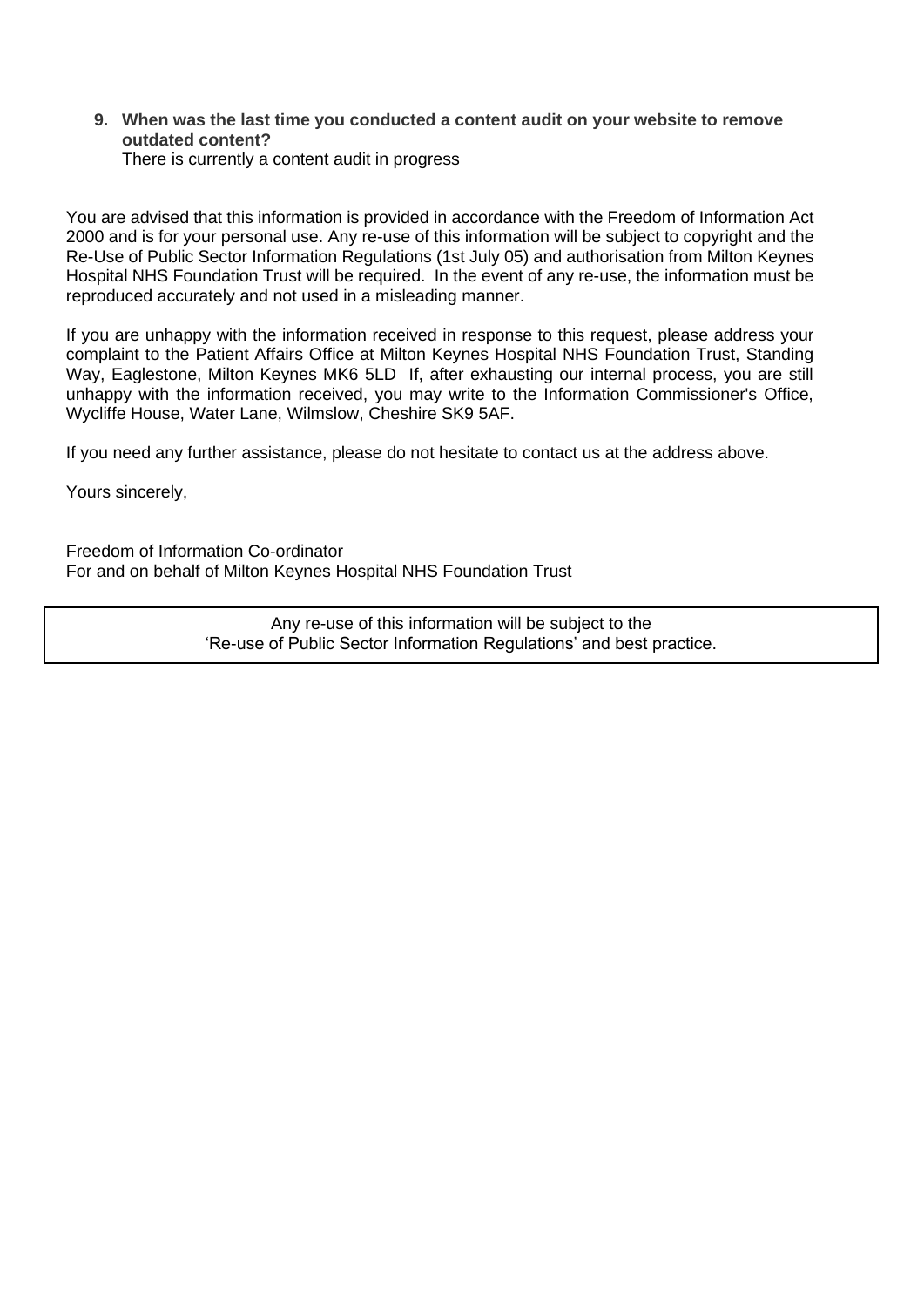9. **When was the last time you conducted a content audit on your website to remove outdated content?**
   There is currently a content audit in progress

You are advised that this information is provided in accordance with the Freedom of Information Act 2000 and is for your personal use. Any re-use of this information will be subject to copyright and the Re-Use of Public Sector Information Regulations (1st July 05) and authorisation from Milton Keynes Hospital NHS Foundation Trust will be required. In the event of any re-use, the information must be reproduced accurately and not used in a misleading manner.

If you are unhappy with the information received in response to this request, please address your complaint to the Patient Affairs Office at Milton Keynes Hospital NHS Foundation Trust, Standing Way, Eaglestone, Milton Keynes MK6 5LD If, after exhausting our internal process, you are still unhappy with the information received, you may write to the Information Commissioner's Office, Wycliffe House, Water Lane, Wilmslow, Cheshire SK9 5AF.

If you need any further assistance, please do not hesitate to contact us at the address above.

Yours sincerely,

Freedom of Information Co-ordinator
For and on behalf of Milton Keynes Hospital NHS Foundation Trust

Any re-use of this information will be subject to the
'Re-use of Public Sector Information Regulations' and best practice.